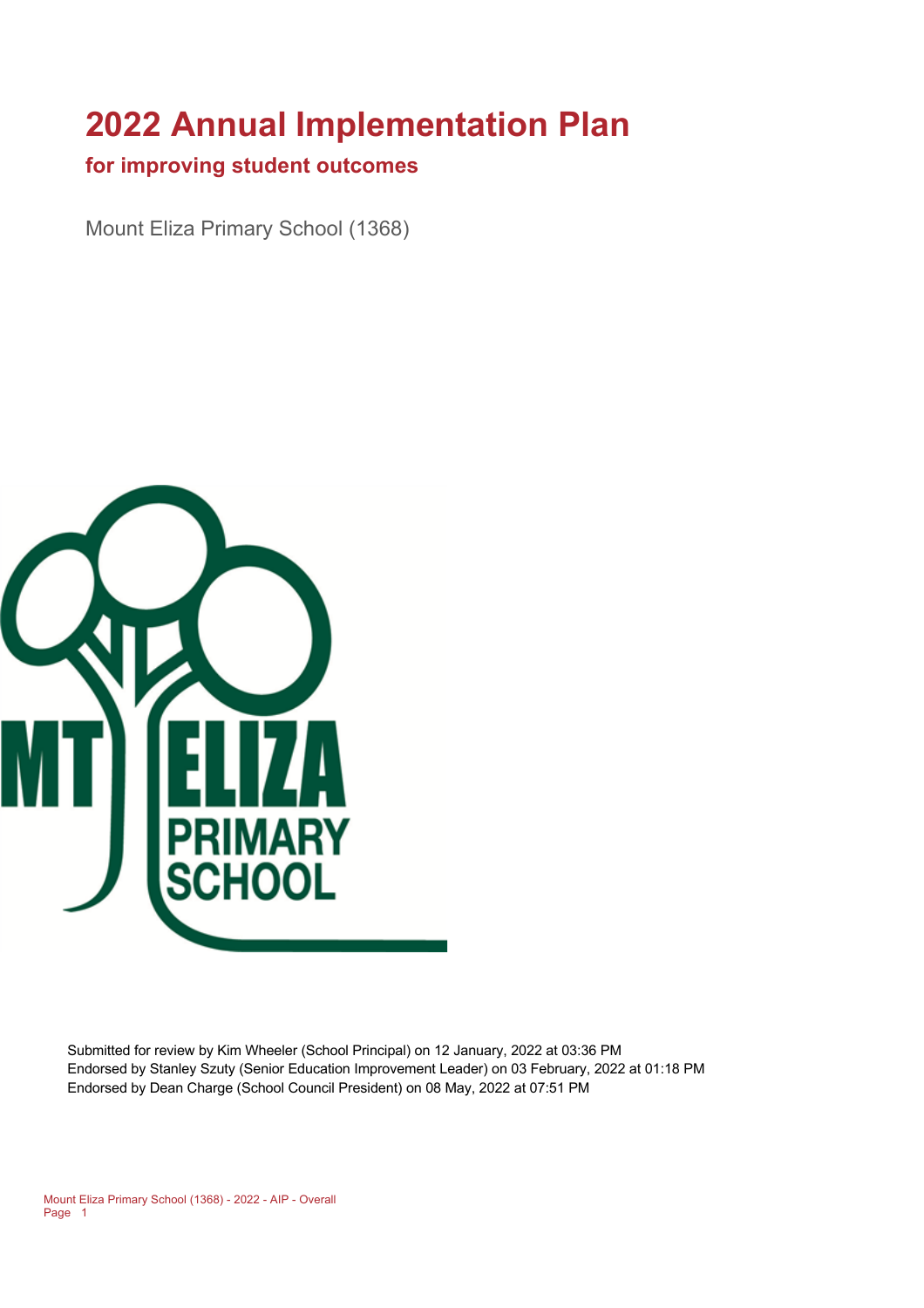# 2022 Annual Implementation Plan

## for improving student outcomes

Mount Eliza Primary School (1368)

Submitted for review by Kim Wheeler (School Principal) on 12 January, 2022 at 03:36 PM
Endorsed by Stanley Szuty (Senior Education Improvement Leader) on 03 February, 2022 at 01:18 PM
Endorsed by Dean Charge (School Council President) on 08 May, 2022 at 07:51 PM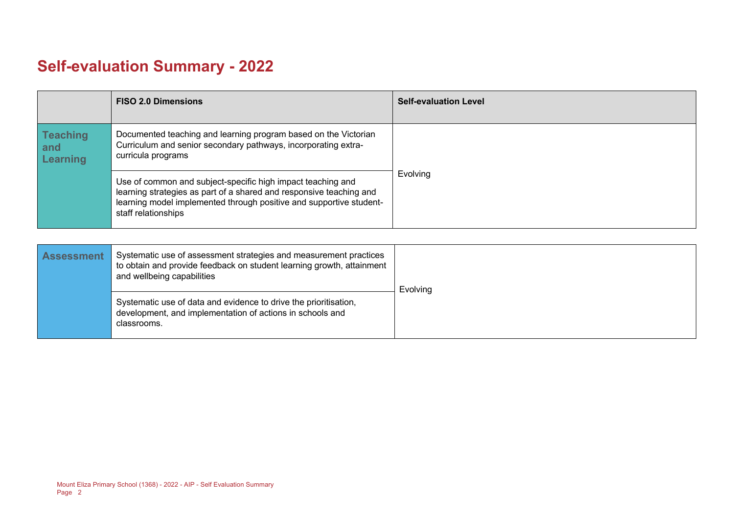# Self-evaluation Summary - 2022

| | FISO 2.0 Dimensions | Self-evaluation Level |
|---|---|---|
| **Teaching and Learning** | Documented teaching and learning program based on the Victorian Curriculum and senior secondary pathways, incorporating extra-curricula programs | Evolving |
| | Use of common and subject-specific high impact teaching and learning strategies as part of a shared and responsive teaching and learning model implemented through positive and supportive student-staff relationships | |

| | | |
|---|---|---|
| **Assessment** | Systematic use of assessment strategies and measurement practices to obtain and provide feedback on student learning growth, attainment and wellbeing capabilities | Evolving |
| | Systematic use of data and evidence to drive the prioritisation, development, and implementation of actions in schools and classrooms. | |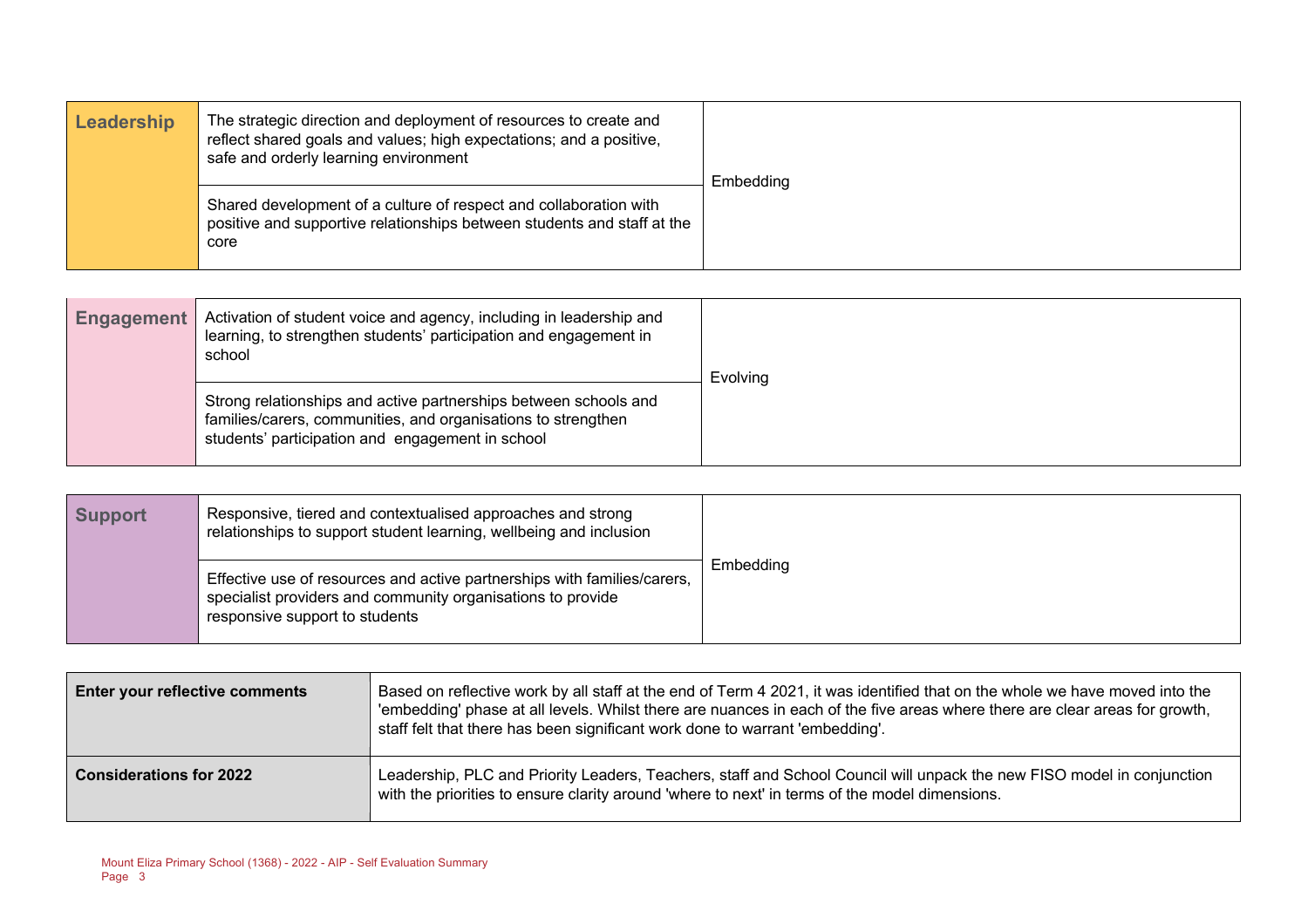| Leadership | | |
|---|---|---|
| Leadership | The strategic direction and deployment of resources to create and reflect shared goals and values; high expectations; and a positive, safe and orderly learning environment | Embedding |
| | Shared development of a culture of respect and collaboration with positive and supportive relationships between students and staff at the core | |

| Engagement | | |
|---|---|---|
| Engagement | Activation of student voice and agency, including in leadership and learning, to strengthen students' participation and engagement in school | Evolving |
| | Strong relationships and active partnerships between schools and families/carers, communities, and organisations to strengthen students' participation and engagement in school | |

| Support | | |
|---|---|---|
| Support | Responsive, tiered and contextualised approaches and strong relationships to support student learning, wellbeing and inclusion | Embedding |
| | Effective use of resources and active partnerships with families/carers, specialist providers and community organisations to provide responsive support to students | |

| | |
|---|---|
| **Enter your reflective comments** | Based on reflective work by all staff at the end of Term 4 2021, it was identified that on the whole we have moved into the 'embedding' phase at all levels. Whilst there are nuances in each of the five areas where there are clear areas for growth, staff felt that there has been significant work done to warrant 'embedding'. |
| **Considerations for 2022** | Leadership, PLC and Priority Leaders, Teachers, staff and School Council will unpack the new FISO model in conjunction with the priorities to ensure clarity around 'where to next' in terms of the model dimensions. |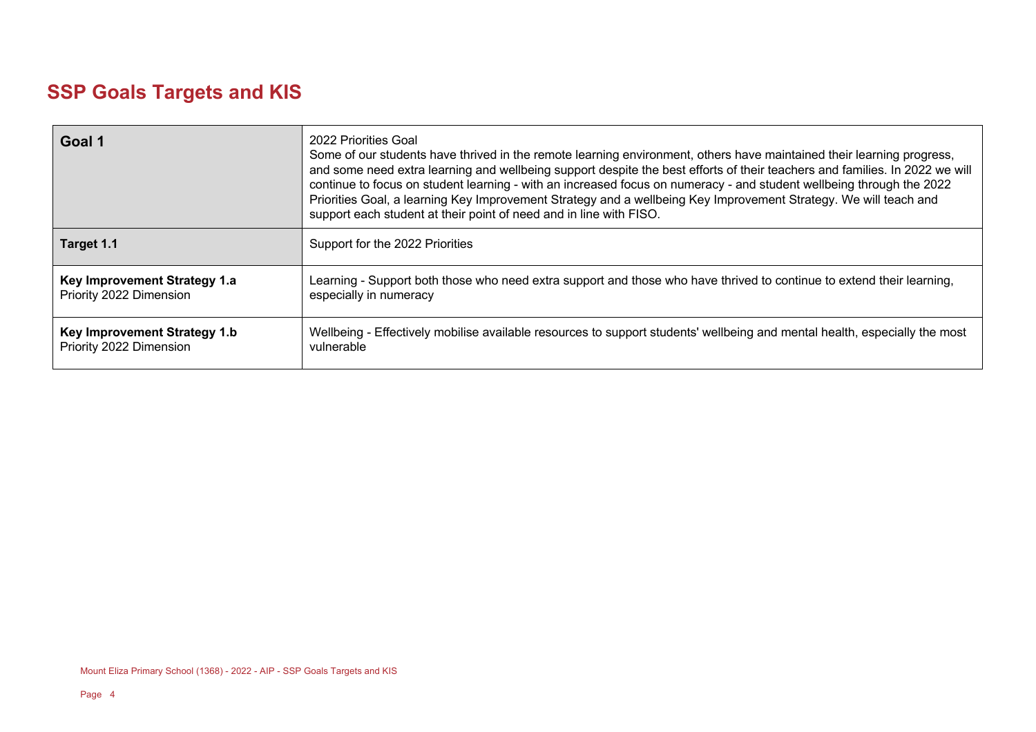# SSP Goals Targets and KIS

| **Goal 1** | 2022 Priorities Goal<br>Some of our students have thrived in the remote learning environment, others have maintained their learning progress, and some need extra learning and wellbeing support despite the best efforts of their teachers and families. In 2022 we will continue to focus on student learning - with an increased focus on numeracy - and student wellbeing through the 2022 Priorities Goal, a learning Key Improvement Strategy and a wellbeing Key Improvement Strategy. We will teach and support each student at their point of need and in line with FISO. |
|---|---|
| **Target 1.1** | Support for the 2022 Priorities |
| **Key Improvement Strategy 1.a**<br>Priority 2022 Dimension | Learning - Support both those who need extra support and those who have thrived to continue to extend their learning, especially in numeracy |
| **Key Improvement Strategy 1.b**<br>Priority 2022 Dimension | Wellbeing - Effectively mobilise available resources to support students' wellbeing and mental health, especially the most vulnerable |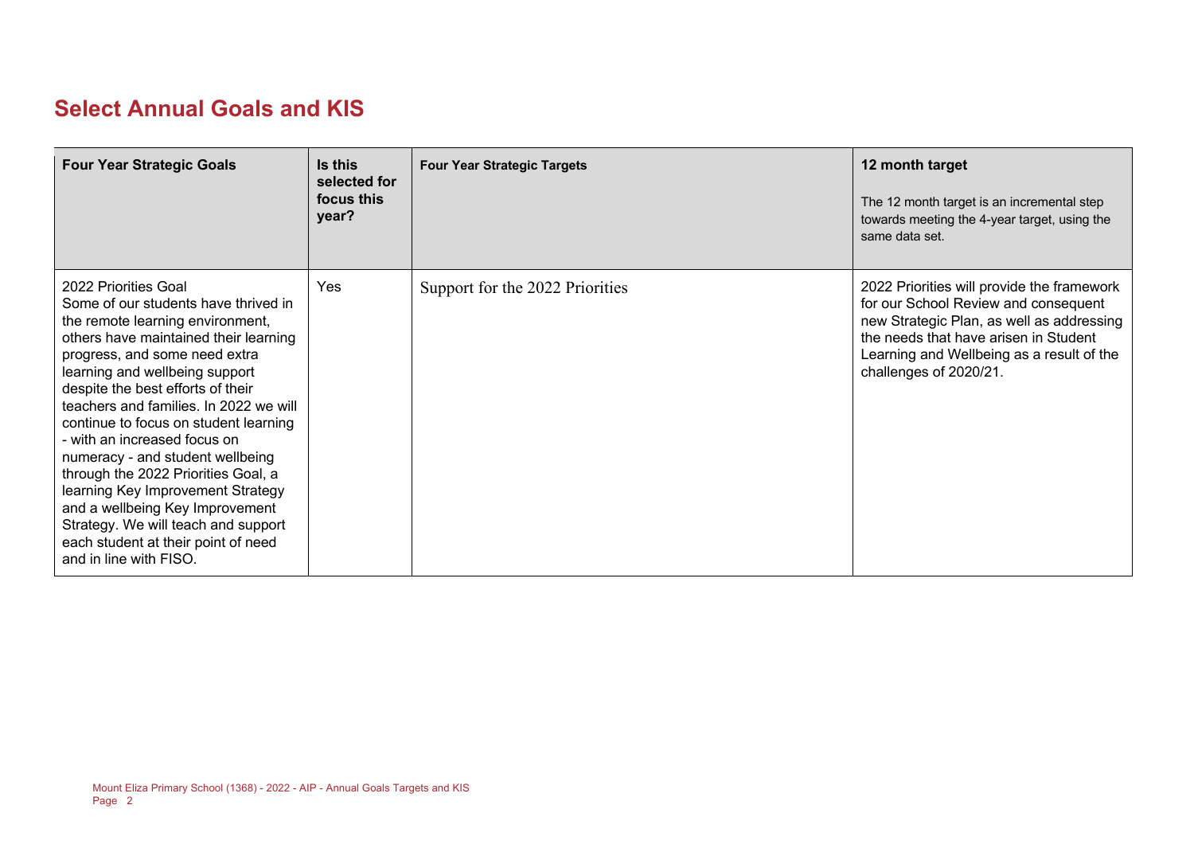## Select Annual Goals and KIS

| Four Year Strategic Goals | Is this selected for focus this year? | Four Year Strategic Targets | 12 month target<br>The 12 month target is an incremental step towards meeting the 4-year target, using the same data set. |
|---|---|---|---|
| 2022 Priorities Goal<br>Some of our students have thrived in the remote learning environment, others have maintained their learning progress, and some need extra learning and wellbeing support despite the best efforts of their teachers and families. In 2022 we will continue to focus on student learning - with an increased focus on numeracy - and student wellbeing through the 2022 Priorities Goal, a learning Key Improvement Strategy and a wellbeing Key Improvement Strategy. We will teach and support each student at their point of need and in line with FISO. | Yes | Support for the 2022 Priorities | 2022 Priorities will provide the framework for our School Review and consequent new Strategic Plan, as well as addressing the needs that have arisen in Student Learning and Wellbeing as a result of the challenges of 2020/21. |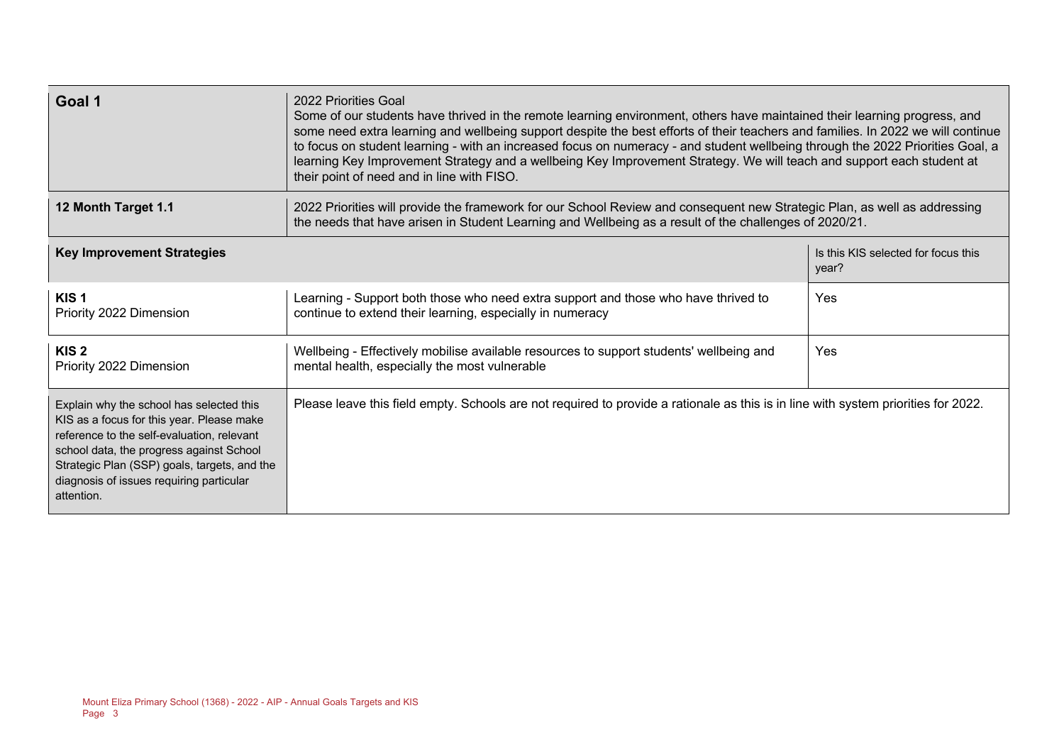| Goal 1 | 2022 Priorities Goal<br>Some of our students have thrived in the remote learning environment, others have maintained their learning progress, and some need extra learning and wellbeing support despite the best efforts of their teachers and families. In 2022 we will continue to focus on student learning - with an increased focus on numeracy - and student wellbeing through the 2022 Priorities Goal, a learning Key Improvement Strategy and a wellbeing Key Improvement Strategy. We will teach and support each student at their point of need and in line with FISO. | |
|---|---|---|
| **12 Month Target 1.1** | 2022 Priorities will provide the framework for our School Review and consequent new Strategic Plan, as well as addressing the needs that have arisen in Student Learning and Wellbeing as a result of the challenges of 2020/21. | |
| **Key Improvement Strategies** | | Is this KIS selected for focus this year? |
| **KIS 1**<br>Priority 2022 Dimension | Learning - Support both those who need extra support and those who have thrived to continue to extend their learning, especially in numeracy | Yes |
| **KIS 2**<br>Priority 2022 Dimension | Wellbeing - Effectively mobilise available resources to support students' wellbeing and mental health, especially the most vulnerable | Yes |
| Explain why the school has selected this KIS as a focus for this year. Please make reference to the self-evaluation, relevant school data, the progress against School Strategic Plan (SSP) goals, targets, and the diagnosis of issues requiring particular attention. | Please leave this field empty. Schools are not required to provide a rationale as this is in line with system priorities for 2022. | |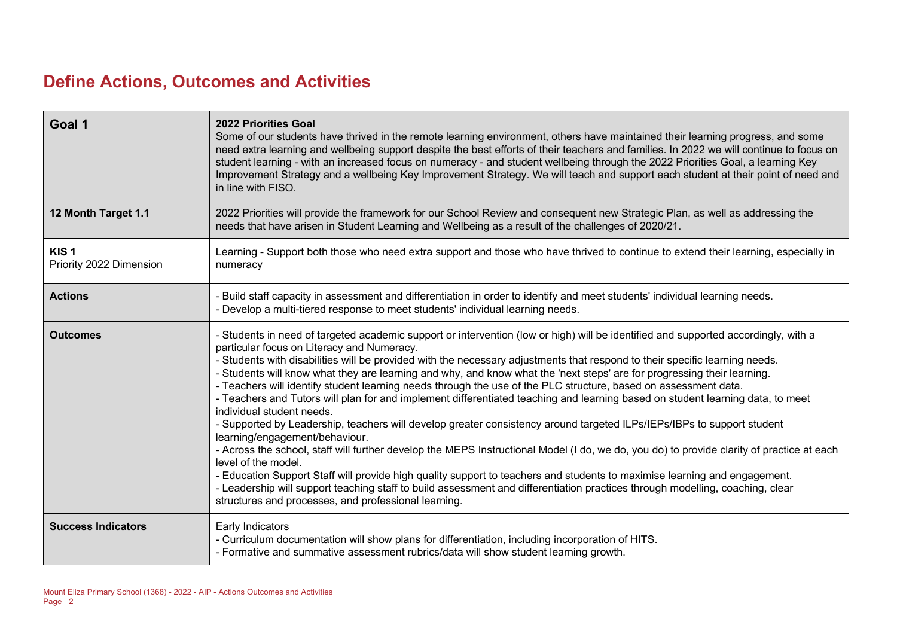# Define Actions, Outcomes and Activities

| Goal 1 | **2022 Priorities Goal**<br>Some of our students have thrived in the remote learning environment, others have maintained their learning progress, and some need extra learning and wellbeing support despite the best efforts of their teachers and families. In 2022 we will continue to focus on student learning - with an increased focus on numeracy - and student wellbeing through the 2022 Priorities Goal, a learning Key Improvement Strategy and a wellbeing Key Improvement Strategy. We will teach and support each student at their point of need and in line with FISO. |
|---|---|
| **12 Month Target 1.1** | 2022 Priorities will provide the framework for our School Review and consequent new Strategic Plan, as well as addressing the needs that have arisen in Student Learning and Wellbeing as a result of the challenges of 2020/21. |
| **KIS 1**<br>Priority 2022 Dimension | Learning - Support both those who need extra support and those who have thrived to continue to extend their learning, especially in numeracy |
| **Actions** | - Build staff capacity in assessment and differentiation in order to identify and meet students' individual learning needs.<br>- Develop a multi-tiered response to meet students' individual learning needs. |
| **Outcomes** | - Students in need of targeted academic support or intervention (low or high) will be identified and supported accordingly, with a particular focus on Literacy and Numeracy.<br>- Students with disabilities will be provided with the necessary adjustments that respond to their specific learning needs.<br>- Students will know what they are learning and why, and know what the 'next steps' are for progressing their learning.<br>- Teachers will identify student learning needs through the use of the PLC structure, based on assessment data.<br>- Teachers and Tutors will plan for and implement differentiated teaching and learning based on student learning data, to meet individual student needs.<br>- Supported by Leadership, teachers will develop greater consistency around targeted ILPs/IEPs/IBPs to support student learning/engagement/behaviour.<br>- Across the school, staff will further develop the MEPS Instructional Model (I do, we do, you do) to provide clarity of practice at each level of the model.<br>- Education Support Staff will provide high quality support to teachers and students to maximise learning and engagement.<br>- Leadership will support teaching staff to build assessment and differentiation practices through modelling, coaching, clear structures and processes, and professional learning. |
| **Success Indicators** | Early Indicators<br>- Curriculum documentation will show plans for differentiation, including incorporation of HITS.<br>- Formative and summative assessment rubrics/data will show student learning growth. |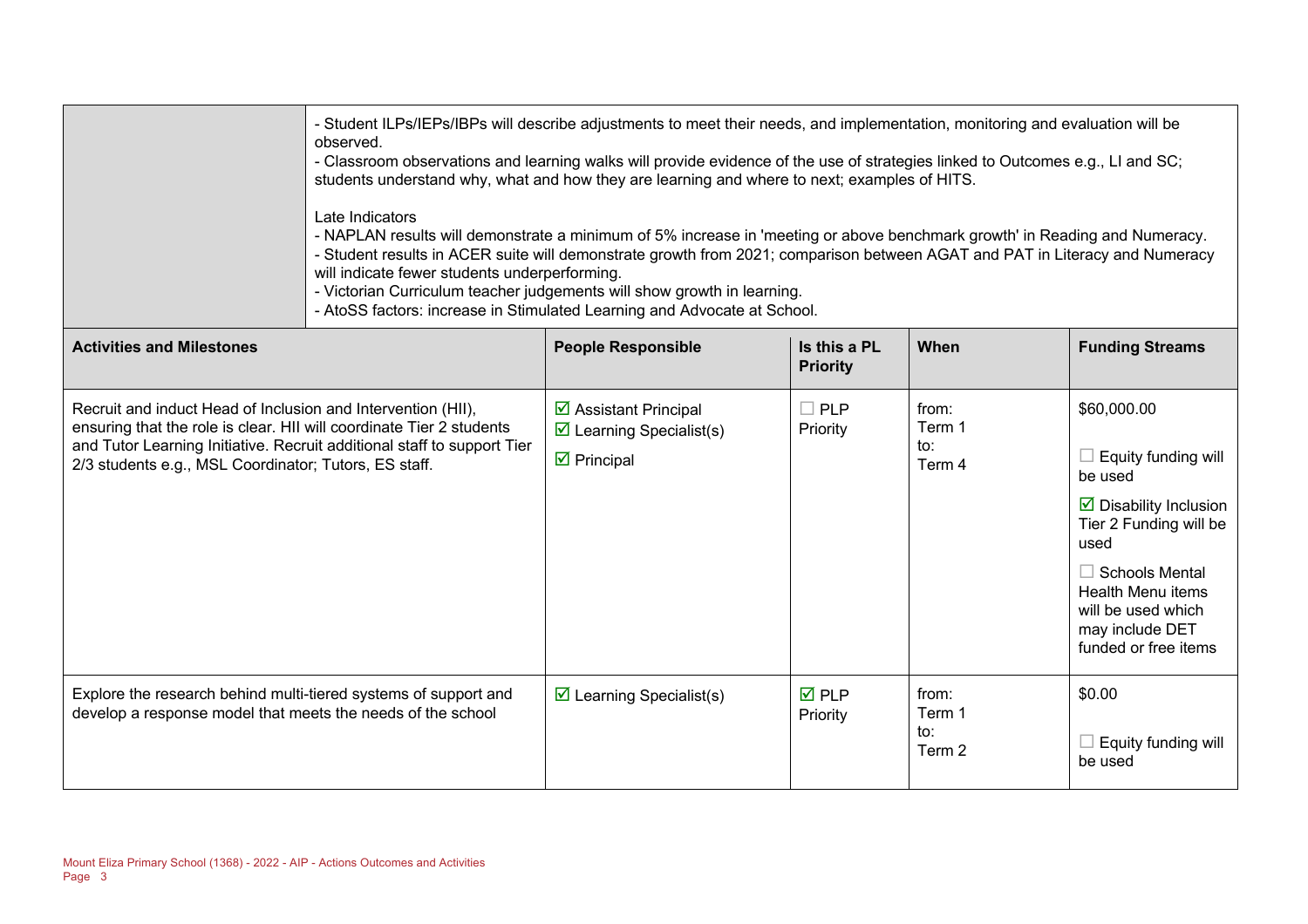| | |
|---|---|
| | - Student ILPs/IEPs/IBPs will describe adjustments to meet their needs, and implementation, monitoring and evaluation will be observed.<br>- Classroom observations and learning walks will provide evidence of the use of strategies linked to Outcomes e.g., LI and SC; students understand why, what and how they are learning and where to next; examples of HITS.<br><br>Late Indicators<br>- NAPLAN results will demonstrate a minimum of 5% increase in 'meeting or above benchmark growth' in Reading and Numeracy.<br>- Student results in ACER suite will demonstrate growth from 2021; comparison between AGAT and PAT in Literacy and Numeracy will indicate fewer students underperforming.<br>- Victorian Curriculum teacher judgements will show growth in learning.<br>- AtoSS factors: increase in Stimulated Learning and Advocate at School. |

| Activities and Milestones | People Responsible | Is this a PL Priority | When | Funding Streams |
|---|---|---|---|---|
| Recruit and induct Head of Inclusion and Intervention (HII), ensuring that the role is clear. HII will coordinate Tier 2 students and Tutor Learning Initiative. Recruit additional staff to support Tier 2/3 students e.g., MSL Coordinator; Tutors, ES staff. | ☑ Assistant Principal<br>☑ Learning Specialist(s)<br>☑ Principal | ☐ PLP Priority | from:<br>Term 1<br>to:<br>Term 4 | $60,000.00<br><br>☐ Equity funding will be used<br><br>☑ Disability Inclusion Tier 2 Funding will be used<br><br>☐ Schools Mental Health Menu items will be used which may include DET funded or free items |
| Explore the research behind multi-tiered systems of support and develop a response model that meets the needs of the school | ☑ Learning Specialist(s) | ☑ PLP Priority | from:<br>Term 1<br>to:<br>Term 2 | $0.00<br><br>☐ Equity funding will be used |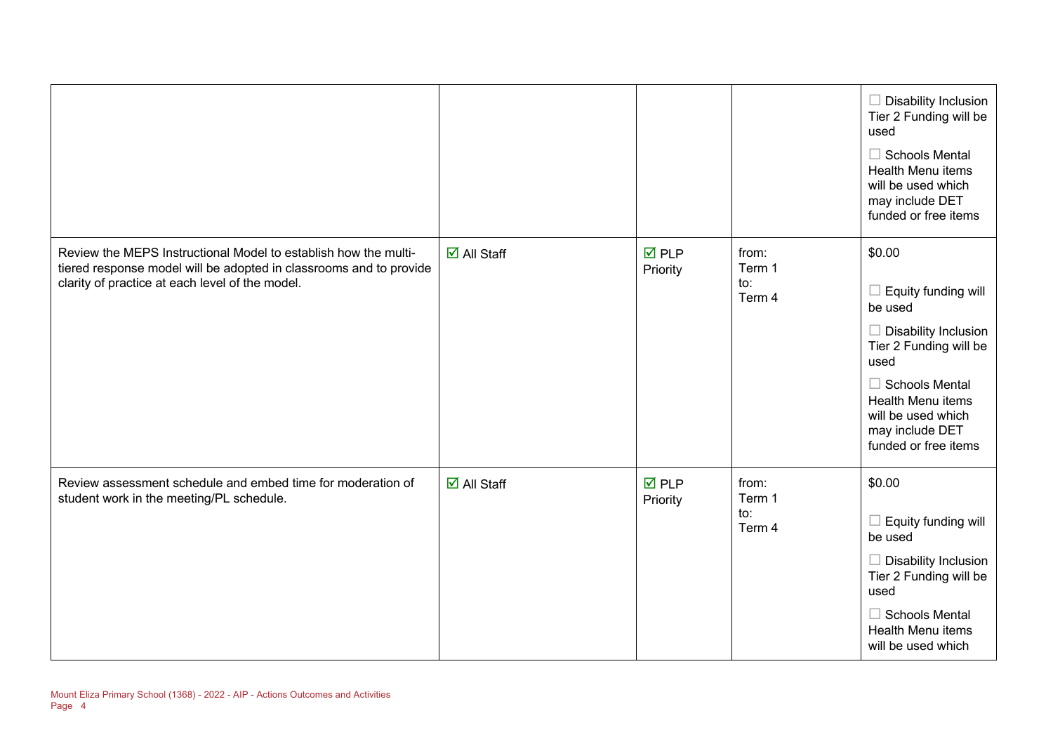| | | | | |
|---|---|---|---|---|
| | | | | ☐ Disability Inclusion Tier 2 Funding will be used<br><br>☐ Schools Mental Health Menu items will be used which may include DET funded or free items |
| Review the MEPS Instructional Model to establish how the multi-tiered response model will be adopted in classrooms and to provide clarity of practice at each level of the model. | ☑ All Staff | ☑ PLP Priority | from:<br>Term 1<br>to:<br>Term 4 | $0.00<br><br>☐ Equity funding will be used<br><br>☐ Disability Inclusion Tier 2 Funding will be used<br><br>☐ Schools Mental Health Menu items will be used which may include DET funded or free items |
| Review assessment schedule and embed time for moderation of student work in the meeting/PL schedule. | ☑ All Staff | ☑ PLP Priority | from:<br>Term 1<br>to:<br>Term 4 | $0.00<br><br>☐ Equity funding will be used<br><br>☐ Disability Inclusion Tier 2 Funding will be used<br><br>☐ Schools Mental Health Menu items will be used which |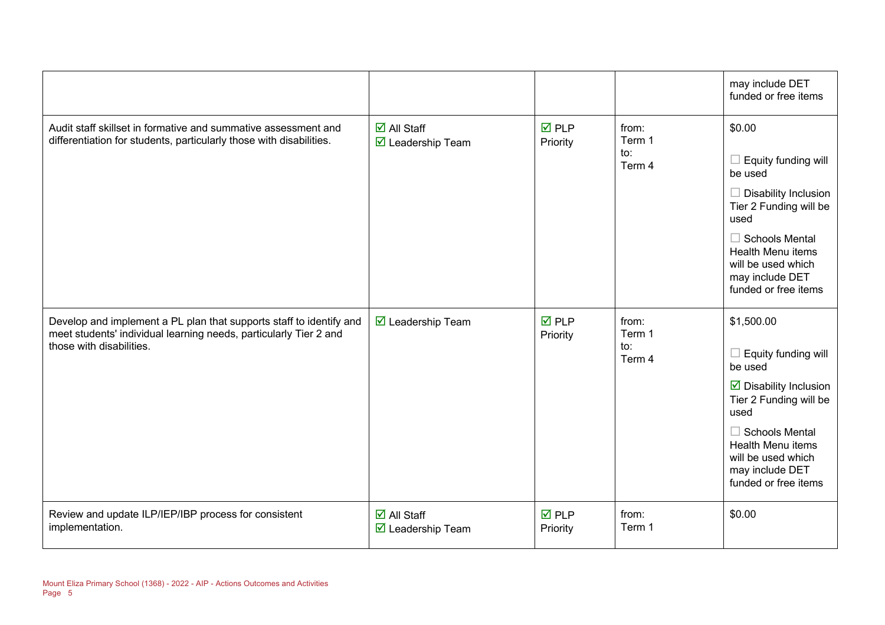| | | | | |
|---|---|---|---|---|
| | | | | may include DET funded or free items |
| Audit staff skillset in formative and summative assessment and differentiation for students, particularly those with disabilities. | ☑ All Staff<br>☑ Leadership Team | ☑ PLP Priority | from:<br>Term 1<br>to:<br>Term 4 | $0.00<br><br>☐ Equity funding will be used<br><br>☐ Disability Inclusion Tier 2 Funding will be used<br><br>☐ Schools Mental Health Menu items will be used which may include DET funded or free items |
| Develop and implement a PL plan that supports staff to identify and meet students' individual learning needs, particularly Tier 2 and those with disabilities. | ☑ Leadership Team | ☑ PLP Priority | from:<br>Term 1<br>to:<br>Term 4 | $1,500.00<br><br>☐ Equity funding will be used<br><br>☑ Disability Inclusion Tier 2 Funding will be used<br><br>☐ Schools Mental Health Menu items will be used which may include DET funded or free items |
| Review and update ILP/IEP/IBP process for consistent implementation. | ☑ All Staff<br>☑ Leadership Team | ☑ PLP Priority | from:<br>Term 1 | $0.00 |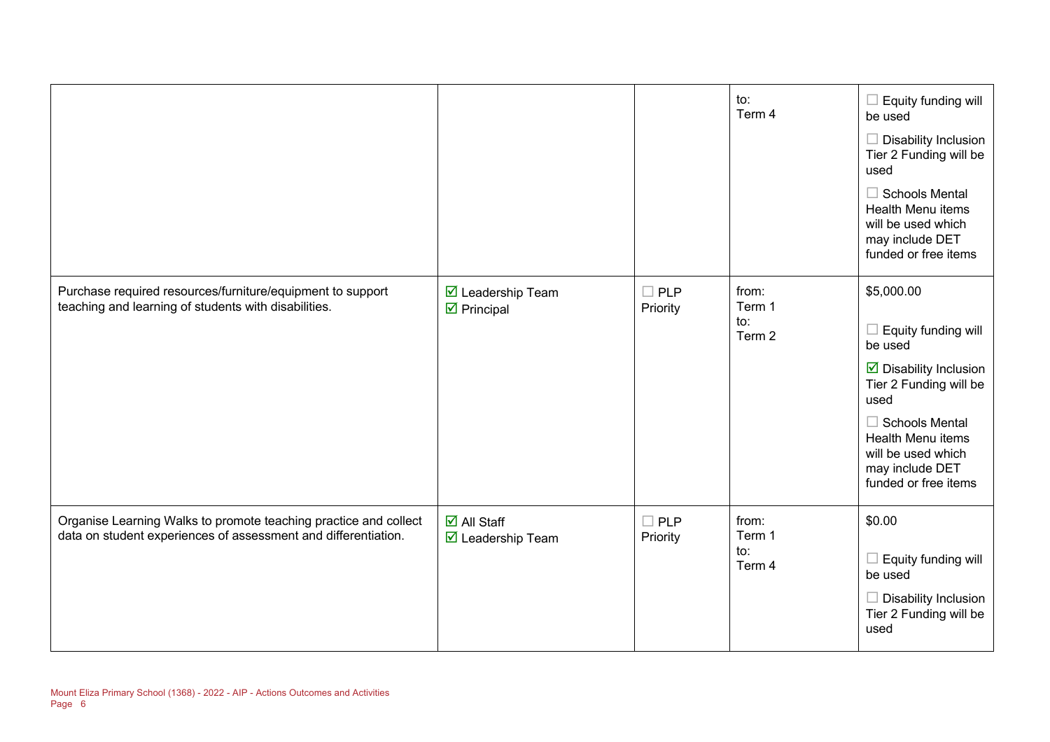| | | | | |
|---|---|---|---|---|
| | | | to:<br>Term 4 | ☐ Equity funding will be used<br>☐ Disability Inclusion Tier 2 Funding will be used<br>☐ Schools Mental Health Menu items will be used which may include DET funded or free items |
| Purchase required resources/furniture/equipment to support teaching and learning of students with disabilities. | ☑ Leadership Team<br>☑ Principal | ☐ PLP Priority | from:<br>Term 1<br>to:<br>Term 2 | $5,000.00<br>☐ Equity funding will be used<br>☑ Disability Inclusion Tier 2 Funding will be used<br>☐ Schools Mental Health Menu items will be used which may include DET funded or free items |
| Organise Learning Walks to promote teaching practice and collect data on student experiences of assessment and differentiation. | ☑ All Staff<br>☑ Leadership Team | ☐ PLP Priority | from:<br>Term 1<br>to:<br>Term 4 | $0.00<br>☐ Equity funding will be used<br>☐ Disability Inclusion Tier 2 Funding will be used |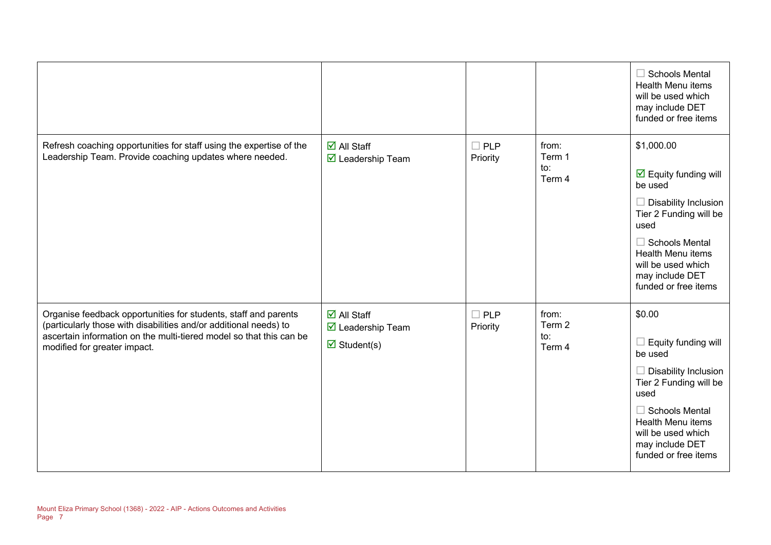| | | | | |
|---|---|---|---|---|
| | | | | ☐ Schools Mental Health Menu items will be used which may include DET funded or free items |
| Refresh coaching opportunities for staff using the expertise of the Leadership Team. Provide coaching updates where needed. | ☑ All Staff<br>☑ Leadership Team | ☐ PLP Priority | from:<br>Term 1<br>to:<br>Term 4 | $1,000.00<br><br>☑ Equity funding will be used<br><br>☐ Disability Inclusion Tier 2 Funding will be used<br><br>☐ Schools Mental Health Menu items will be used which may include DET funded or free items |
| Organise feedback opportunities for students, staff and parents (particularly those with disabilities and/or additional needs) to ascertain information on the multi-tiered model so that this can be modified for greater impact. | ☑ All Staff<br>☑ Leadership Team<br>☑ Student(s) | ☐ PLP Priority | from:<br>Term 2<br>to:<br>Term 4 | $0.00<br><br>☐ Equity funding will be used<br><br>☐ Disability Inclusion Tier 2 Funding will be used<br><br>☐ Schools Mental Health Menu items will be used which may include DET funded or free items |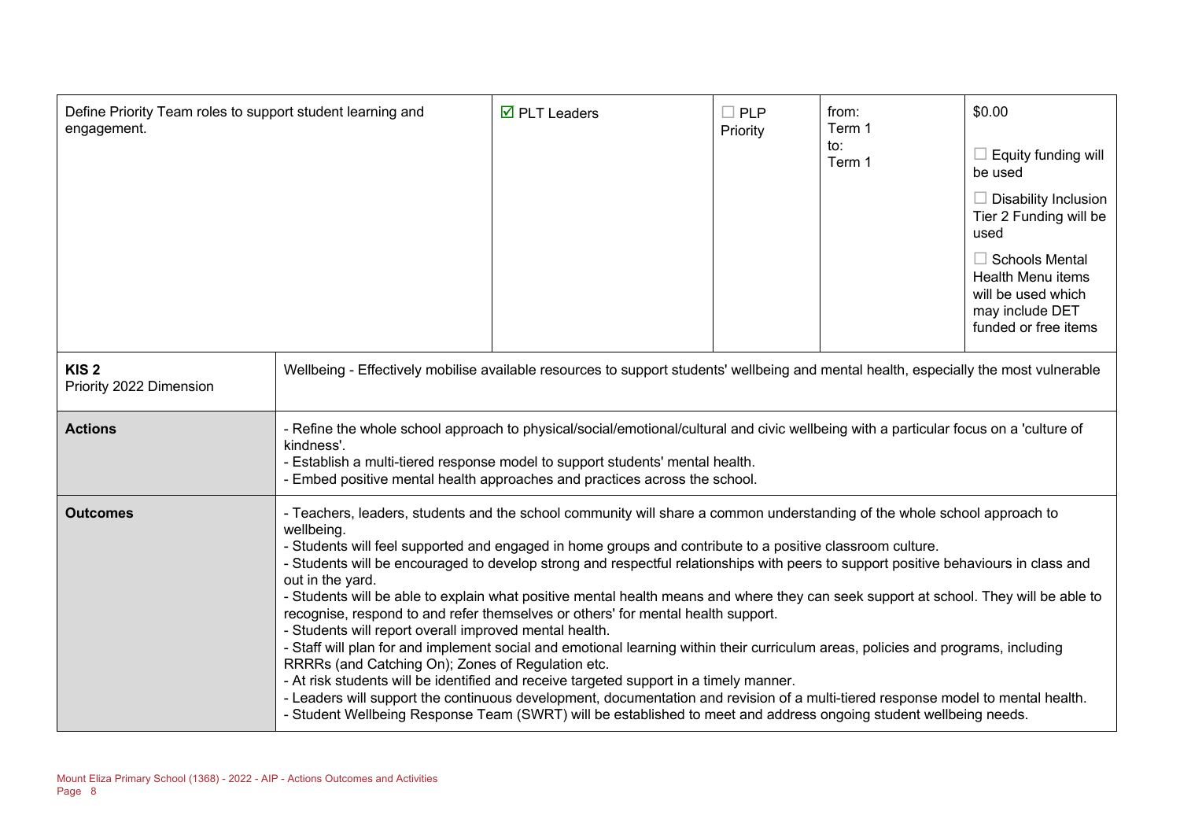| Define Priority Team roles to support student learning and engagement. | ☑ PLT Leaders | ☐ PLP Priority | from: Term 1<br>to: Term 1 | $0.00<br><br>☐ Equity funding will be used<br><br>☐ Disability Inclusion Tier 2 Funding will be used<br><br>☐ Schools Mental Health Menu items will be used which may include DET funded or free items |
|---|---|---|---|---|

| **KIS 2**<br>Priority 2022 Dimension | Wellbeing - Effectively mobilise available resources to support students' wellbeing and mental health, especially the most vulnerable |
|---|---|
| **Actions** | - Refine the whole school approach to physical/social/emotional/cultural and civic wellbeing with a particular focus on a 'culture of kindness'.<br>- Establish a multi-tiered response model to support students' mental health.<br>- Embed positive mental health approaches and practices across the school. |
| **Outcomes** | - Teachers, leaders, students and the school community will share a common understanding of the whole school approach to wellbeing.<br>- Students will feel supported and engaged in home groups and contribute to a positive classroom culture.<br>- Students will be encouraged to develop strong and respectful relationships with peers to support positive behaviours in class and out in the yard.<br>- Students will be able to explain what positive mental health means and where they can seek support at school. They will be able to recognise, respond to and refer themselves or others' for mental health support.<br>- Students will report overall improved mental health.<br>- Staff will plan for and implement social and emotional learning within their curriculum areas, policies and programs, including RRRRs (and Catching On); Zones of Regulation etc.<br>- At risk students will be identified and receive targeted support in a timely manner.<br>- Leaders will support the continuous development, documentation and revision of a multi-tiered response model to mental health.<br>- Student Wellbeing Response Team (SWRT) will be established to meet and address ongoing student wellbeing needs. |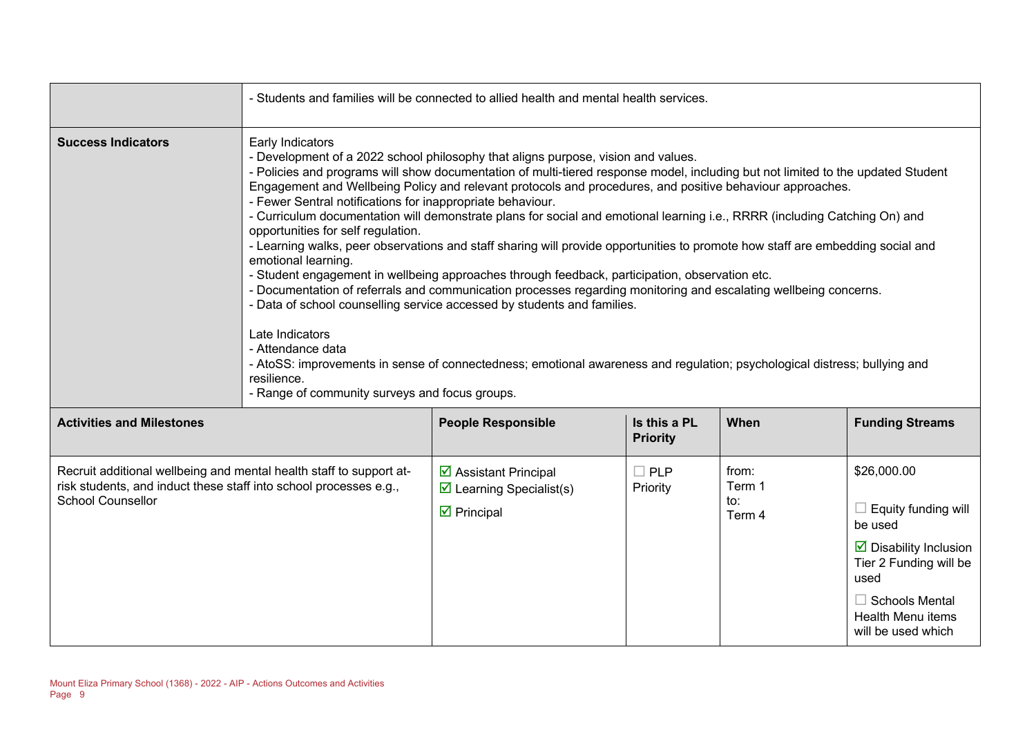| | |
|---|---|
| | - Students and families will be connected to allied health and mental health services. |
| **Success Indicators** | Early Indicators<br>- Development of a 2022 school philosophy that aligns purpose, vision and values.<br>- Policies and programs will show documentation of multi-tiered response model, including but not limited to the updated Student Engagement and Wellbeing Policy and relevant protocols and procedures, and positive behaviour approaches.<br>- Fewer Sentral notifications for inappropriate behaviour.<br>- Curriculum documentation will demonstrate plans for social and emotional learning i.e., RRRR (including Catching On) and opportunities for self regulation.<br>- Learning walks, peer observations and staff sharing will provide opportunities to promote how staff are embedding social and emotional learning.<br>- Student engagement in wellbeing approaches through feedback, participation, observation etc.<br>- Documentation of referrals and communication processes regarding monitoring and escalating wellbeing concerns.<br>- Data of school counselling service accessed by students and families.<br><br>Late Indicators<br>- Attendance data<br>- AtoSS: improvements in sense of connectedness; emotional awareness and regulation; psychological distress; bullying and resilience.<br>- Range of community surveys and focus groups. |

| **Activities and Milestones** | **People Responsible** | **Is this a PL Priority** | **When** | **Funding Streams** |
|---|---|---|---|---|
| Recruit additional wellbeing and mental health staff to support at-risk students, and induct these staff into school processes e.g., School Counsellor | ☑ Assistant Principal<br>☑ Learning Specialist(s)<br>☑ Principal | ☐ PLP Priority | from:<br>Term 1<br>to:<br>Term 4 | $26,000.00<br><br>☐ Equity funding will be used<br><br>☑ Disability Inclusion Tier 2 Funding will be used<br><br>☐ Schools Mental Health Menu items will be used which |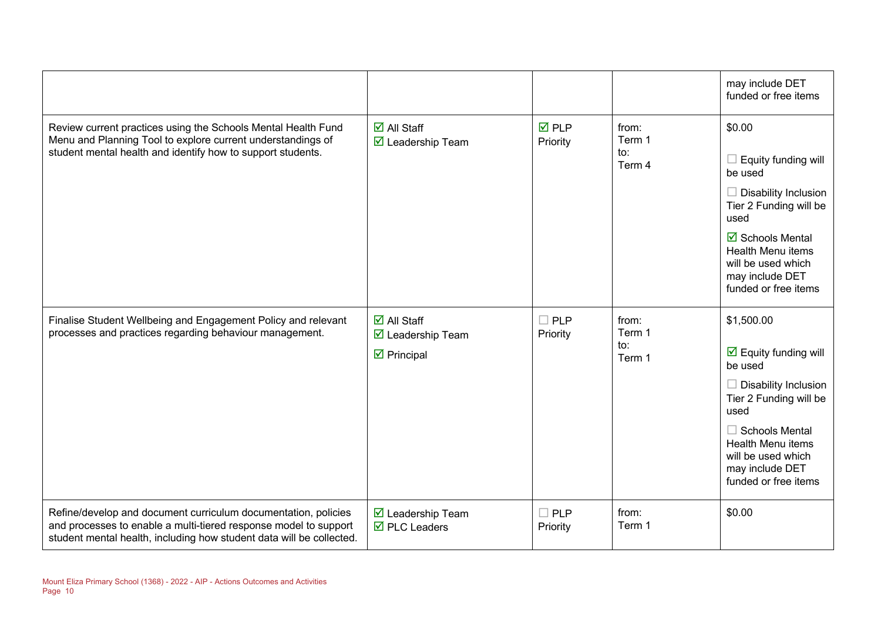| | | | | |
|---|---|---|---|---|
| | | | | may include DET funded or free items |
| Review current practices using the Schools Mental Health Fund Menu and Planning Tool to explore current understandings of student mental health and identify how to support students. | ☑ All Staff<br>☑ Leadership Team | ☑ PLP Priority | from:<br>Term 1<br>to:<br>Term 4 | $0.00<br><br>☐ Equity funding will be used<br><br>☐ Disability Inclusion Tier 2 Funding will be used<br><br>☑ Schools Mental Health Menu items will be used which may include DET funded or free items |
| Finalise Student Wellbeing and Engagement Policy and relevant processes and practices regarding behaviour management. | ☑ All Staff<br>☑ Leadership Team<br>☑ Principal | ☐ PLP Priority | from:<br>Term 1<br>to:<br>Term 1 | $1,500.00<br><br>☑ Equity funding will be used<br><br>☐ Disability Inclusion Tier 2 Funding will be used<br><br>☐ Schools Mental Health Menu items will be used which may include DET funded or free items |
| Refine/develop and document curriculum documentation, policies and processes to enable a multi-tiered response model to support student mental health, including how student data will be collected. | ☑ Leadership Team<br>☑ PLC Leaders | ☐ PLP Priority | from:<br>Term 1 | $0.00 |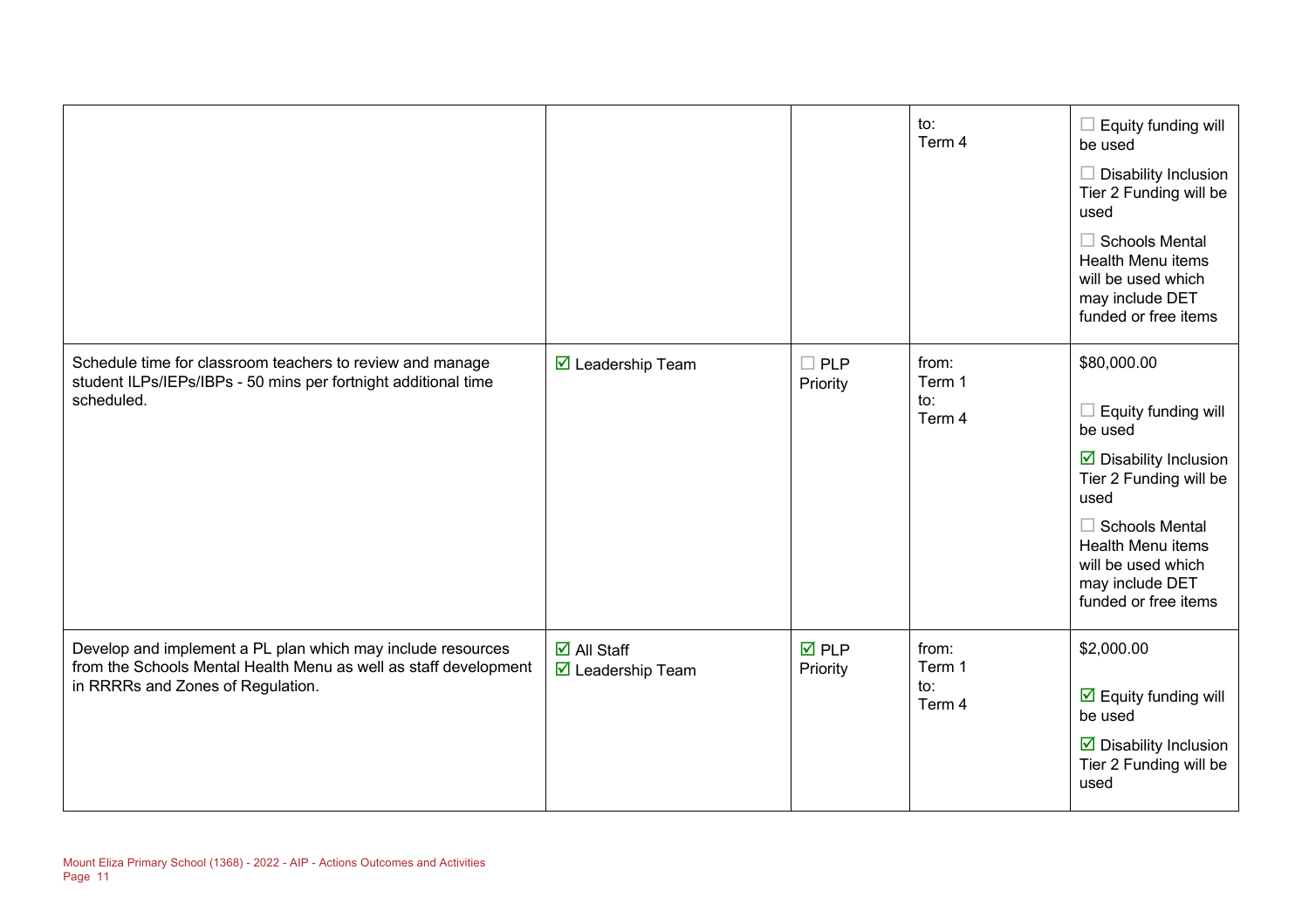| | | | | |
|---|---|---|---|---|
| | | | to:<br>Term 4 | ☐ Equity funding will be used<br>☐ Disability Inclusion Tier 2 Funding will be used<br>☐ Schools Mental Health Menu items will be used which may include DET funded or free items |
| Schedule time for classroom teachers to review and manage student ILPs/IEPs/IBPs - 50 mins per fortnight additional time scheduled. | ☑ Leadership Team | ☐ PLP Priority | from:<br>Term 1<br>to:<br>Term 4 | $80,000.00<br>☐ Equity funding will be used<br>☑ Disability Inclusion Tier 2 Funding will be used<br>☐ Schools Mental Health Menu items will be used which may include DET funded or free items |
| Develop and implement a PL plan which may include resources from the Schools Mental Health Menu as well as staff development in RRRRs and Zones of Regulation. | ☑ All Staff<br>☑ Leadership Team | ☑ PLP Priority | from:<br>Term 1<br>to:<br>Term 4 | $2,000.00<br>☑ Equity funding will be used<br>☑ Disability Inclusion Tier 2 Funding will be used |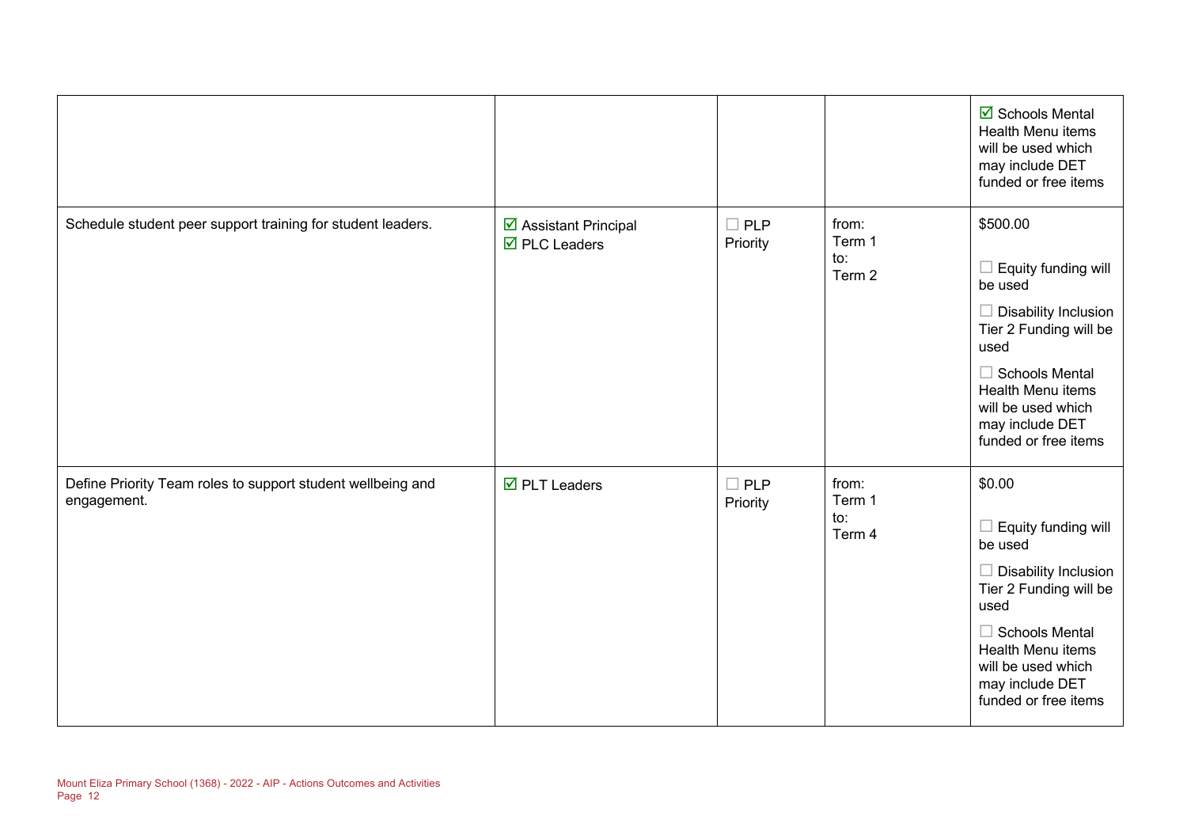| | | | | |
|---|---|---|---|---|
| | | | | ☑ Schools Mental Health Menu items will be used which may include DET funded or free items |
| Schedule student peer support training for student leaders. | ☑ Assistant Principal<br>☑ PLC Leaders | ☐ PLP Priority | from:<br>Term 1<br>to:<br>Term 2 | $500.00<br><br>☐ Equity funding will be used<br><br>☐ Disability Inclusion Tier 2 Funding will be used<br><br>☐ Schools Mental Health Menu items will be used which may include DET funded or free items |
| Define Priority Team roles to support student wellbeing and engagement. | ☑ PLT Leaders | ☐ PLP Priority | from:<br>Term 1<br>to:<br>Term 4 | $0.00<br><br>☐ Equity funding will be used<br><br>☐ Disability Inclusion Tier 2 Funding will be used<br><br>☐ Schools Mental Health Menu items will be used which may include DET funded or free items |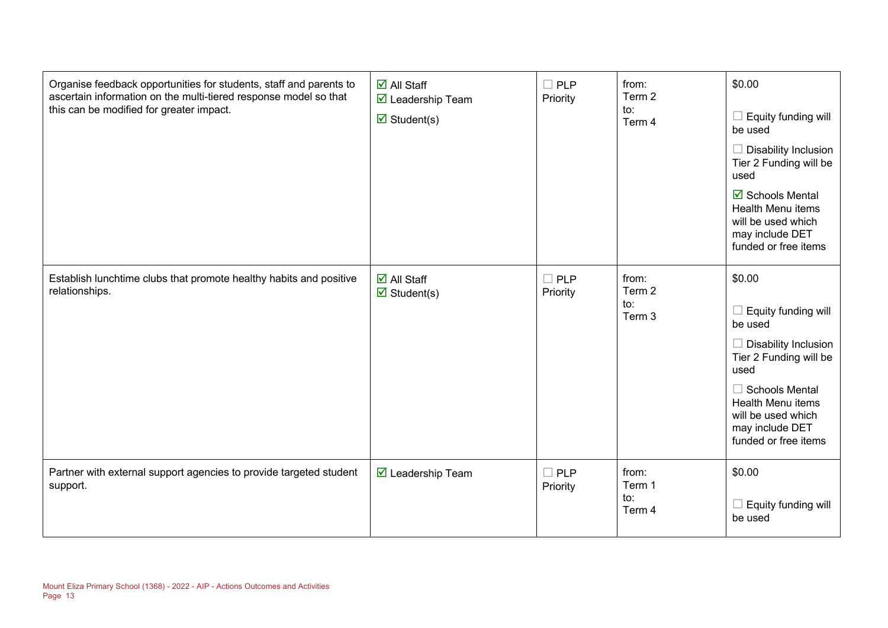| | | | | |
|---|---|---|---|---|
| Organise feedback opportunities for students, staff and parents to ascertain information on the multi-tiered response model so that this can be modified for greater impact. | ☑ All Staff<br>☑ Leadership Team<br>☑ Student(s) | ☐ PLP Priority | from:<br>Term 2<br>to:<br>Term 4 | $0.00<br><br>☐ Equity funding will be used<br><br>☐ Disability Inclusion Tier 2 Funding will be used<br><br>☑ Schools Mental Health Menu items will be used which may include DET funded or free items |
| Establish lunchtime clubs that promote healthy habits and positive relationships. | ☑ All Staff<br>☑ Student(s) | ☐ PLP Priority | from:<br>Term 2<br>to:<br>Term 3 | $0.00<br><br>☐ Equity funding will be used<br><br>☐ Disability Inclusion Tier 2 Funding will be used<br><br>☐ Schools Mental Health Menu items will be used which may include DET funded or free items |
| Partner with external support agencies to provide targeted student support. | ☑ Leadership Team | ☐ PLP Priority | from:<br>Term 1<br>to:<br>Term 4 | $0.00<br><br>☐ Equity funding will be used |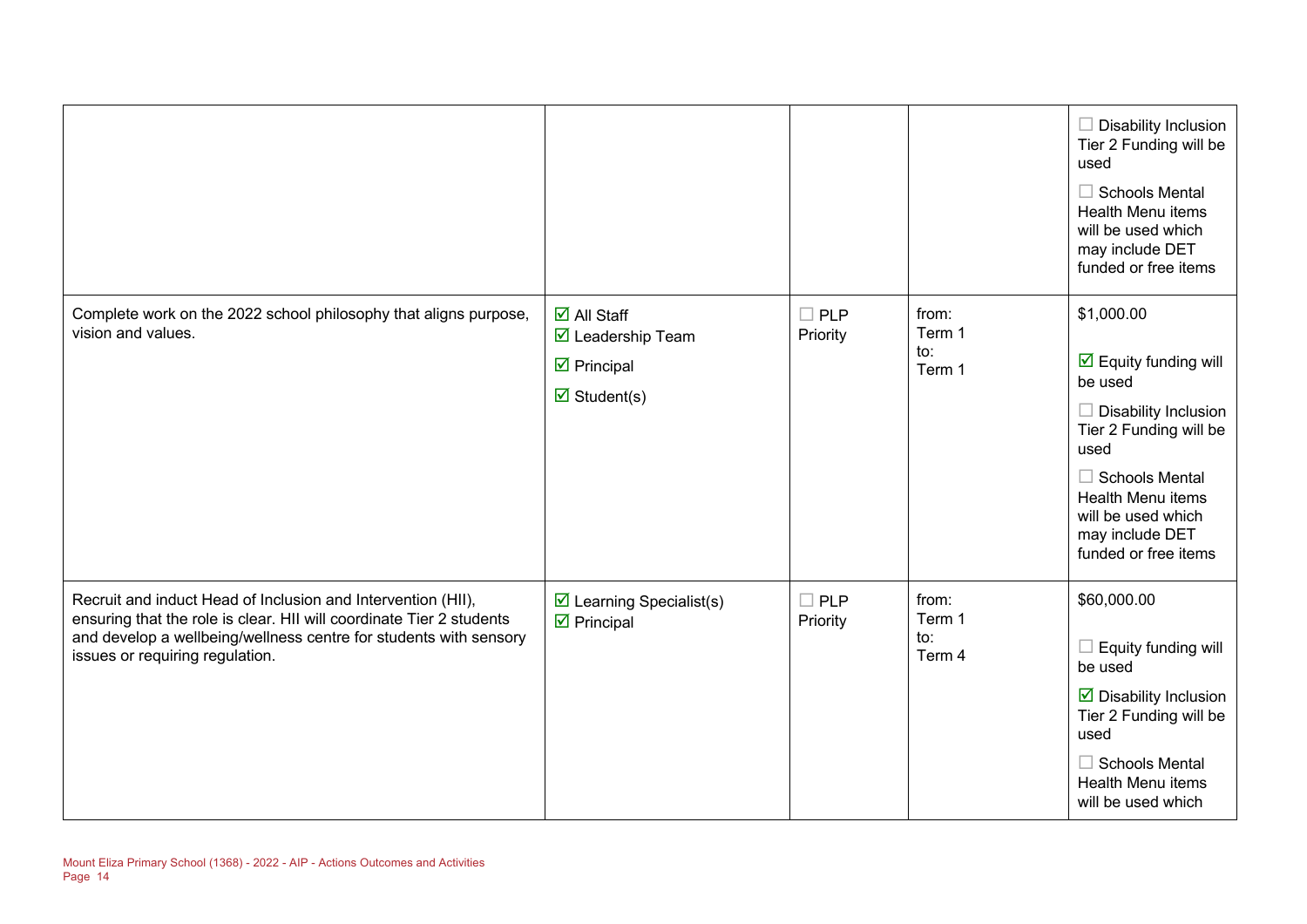| | | | | |
|---|---|---|---|---|
| | | | | ☐ Disability Inclusion Tier 2 Funding will be used<br><br>☐ Schools Mental Health Menu items will be used which may include DET funded or free items |
| Complete work on the 2022 school philosophy that aligns purpose, vision and values. | ☑ All Staff<br>☑ Leadership Team<br>☑ Principal<br>☑ Student(s) | ☐ PLP Priority | from:<br>Term 1<br>to:<br>Term 1 | $1,000.00<br><br>☑ Equity funding will be used<br><br>☐ Disability Inclusion Tier 2 Funding will be used<br><br>☐ Schools Mental Health Menu items will be used which may include DET funded or free items |
| Recruit and induct Head of Inclusion and Intervention (HII), ensuring that the role is clear. HII will coordinate Tier 2 students and develop a wellbeing/wellness centre for students with sensory issues or requiring regulation. | ☑ Learning Specialist(s)<br>☑ Principal | ☐ PLP Priority | from:<br>Term 1<br>to:<br>Term 4 | $60,000.00<br><br>☐ Equity funding will be used<br><br>☑ Disability Inclusion Tier 2 Funding will be used<br><br>☐ Schools Mental Health Menu items will be used which |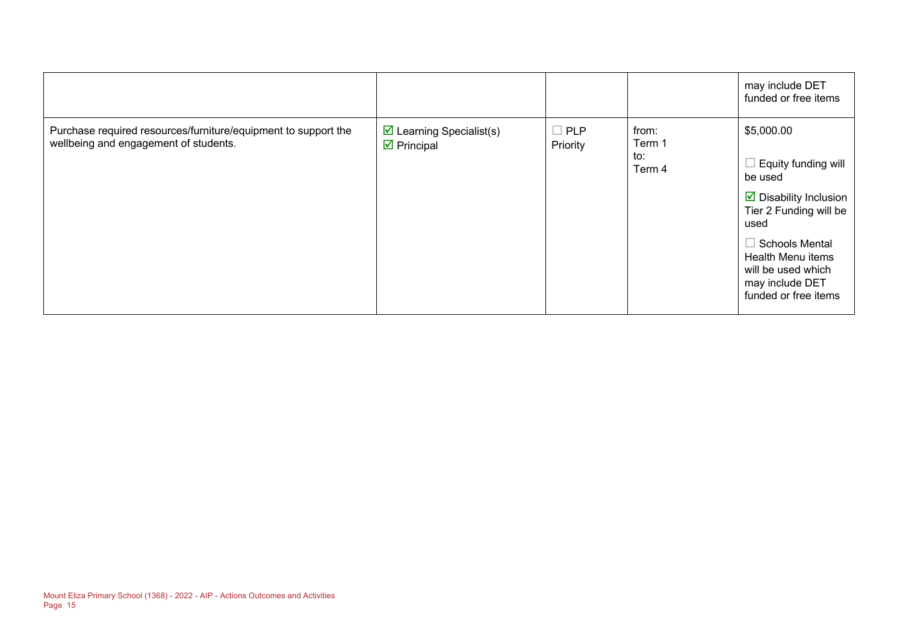| | | | | |
|---|---|---|---|---|
| | | | | may include DET funded or free items |
| Purchase required resources/furniture/equipment to support the wellbeing and engagement of students. | ☑ Learning Specialist(s)<br>☑ Principal | ☐ PLP Priority | from:<br>Term 1<br>to:<br>Term 4 | $5,000.00<br><br>☐ Equity funding will be used<br><br>☑ Disability Inclusion Tier 2 Funding will be used<br><br>☐ Schools Mental Health Menu items will be used which may include DET funded or free items |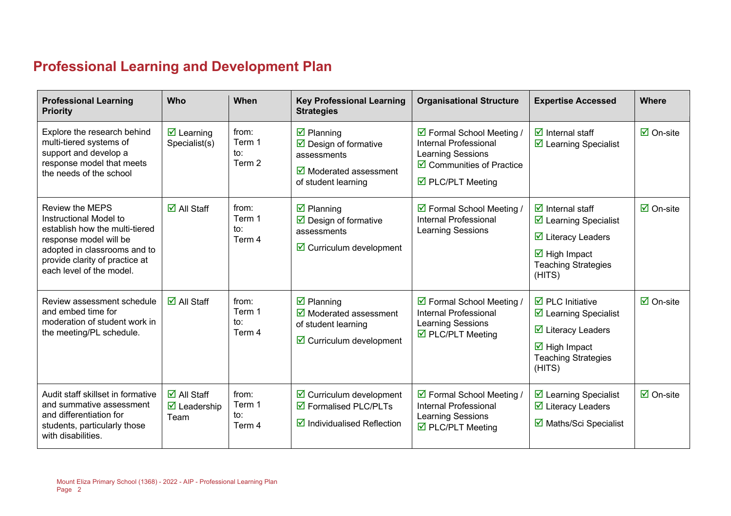# Professional Learning and Development Plan

| Professional Learning Priority | Who | When | Key Professional Learning Strategies | Organisational Structure | Expertise Accessed | Where |
|---|---|---|---|---|---|---|
| Explore the research behind multi-tiered systems of support and develop a response model that meets the needs of the school | ☑ Learning Specialist(s) | from: Term 1 to: Term 2 | ☑ Planning<br>☑ Design of formative assessments<br>☑ Moderated assessment of student learning | ☑ Formal School Meeting / Internal Professional Learning Sessions<br>☑ Communities of Practice<br>☑ PLC/PLT Meeting | ☑ Internal staff<br>☑ Learning Specialist | ☑ On-site |
| Review the MEPS Instructional Model to establish how the multi-tiered response model will be adopted in classrooms and to provide clarity of practice at each level of the model. | ☑ All Staff | from: Term 1 to: Term 4 | ☑ Planning<br>☑ Design of formative assessments<br>☑ Curriculum development | ☑ Formal School Meeting / Internal Professional Learning Sessions | ☑ Internal staff<br>☑ Learning Specialist<br>☑ Literacy Leaders<br>☑ High Impact Teaching Strategies (HITS) | ☑ On-site |
| Review assessment schedule and embed time for moderation of student work in the meeting/PL schedule. | ☑ All Staff | from: Term 1 to: Term 4 | ☑ Planning<br>☑ Moderated assessment of student learning<br>☑ Curriculum development | ☑ Formal School Meeting / Internal Professional Learning Sessions<br>☑ PLC/PLT Meeting | ☑ PLC Initiative<br>☑ Learning Specialist<br>☑ Literacy Leaders<br>☑ High Impact Teaching Strategies (HITS) | ☑ On-site |
| Audit staff skillset in formative and summative assessment and differentiation for students, particularly those with disabilities. | ☑ All Staff<br>☑ Leadership Team | from: Term 1 to: Term 4 | ☑ Curriculum development<br>☑ Formalised PLC/PLTs<br>☑ Individualised Reflection | ☑ Formal School Meeting / Internal Professional Learning Sessions<br>☑ PLC/PLT Meeting | ☑ Learning Specialist<br>☑ Literacy Leaders<br>☑ Maths/Sci Specialist | ☑ On-site |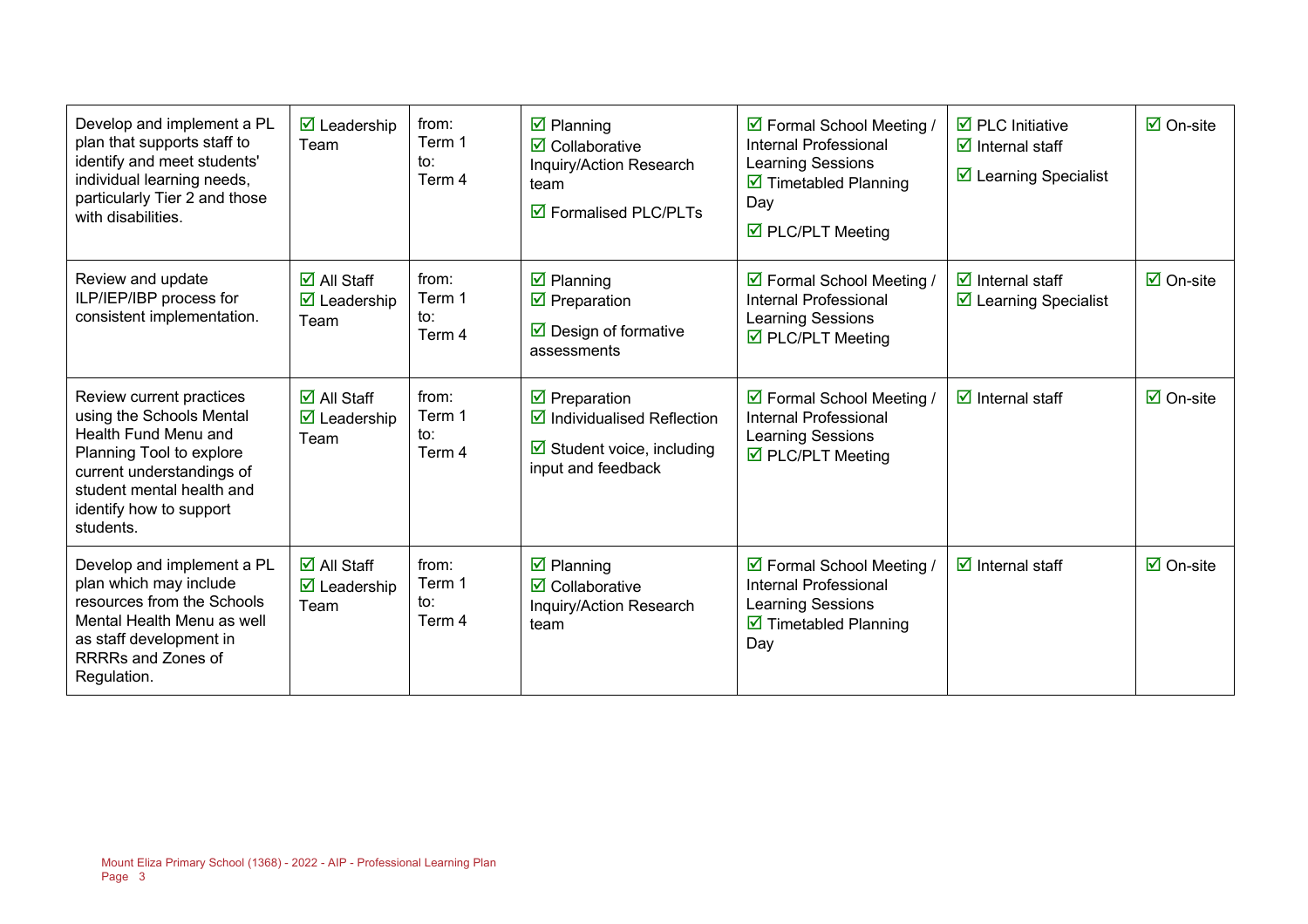| | | | | | | |
|---|---|---|---|---|---|---|
| Develop and implement a PL plan that supports staff to identify and meet students' individual learning needs, particularly Tier 2 and those with disabilities. | ☑ Leadership Team | from: Term 1 to: Term 4 | ☑ Planning<br>☑ Collaborative Inquiry/Action Research team<br>☑ Formalised PLC/PLTs | ☑ Formal School Meeting / Internal Professional Learning Sessions<br>☑ Timetabled Planning Day<br>☑ PLC/PLT Meeting | ☑ PLC Initiative<br>☑ Internal staff<br>☑ Learning Specialist | ☑ On-site |
| Review and update ILP/IEP/IBP process for consistent implementation. | ☑ All Staff<br>☑ Leadership Team | from: Term 1 to: Term 4 | ☑ Planning<br>☑ Preparation<br>☑ Design of formative assessments | ☑ Formal School Meeting / Internal Professional Learning Sessions<br>☑ PLC/PLT Meeting | ☑ Internal staff<br>☑ Learning Specialist | ☑ On-site |
| Review current practices using the Schools Mental Health Fund Menu and Planning Tool to explore current understandings of student mental health and identify how to support students. | ☑ All Staff<br>☑ Leadership Team | from: Term 1 to: Term 4 | ☑ Preparation<br>☑ Individualised Reflection<br>☑ Student voice, including input and feedback | ☑ Formal School Meeting / Internal Professional Learning Sessions<br>☑ PLC/PLT Meeting | ☑ Internal staff | ☑ On-site |
| Develop and implement a PL plan which may include resources from the Schools Mental Health Menu as well as staff development in RRRRs and Zones of Regulation. | ☑ All Staff<br>☑ Leadership Team | from: Term 1 to: Term 4 | ☑ Planning<br>☑ Collaborative Inquiry/Action Research team | ☑ Formal School Meeting / Internal Professional Learning Sessions<br>☑ Timetabled Planning Day | ☑ Internal staff | ☑ On-site |